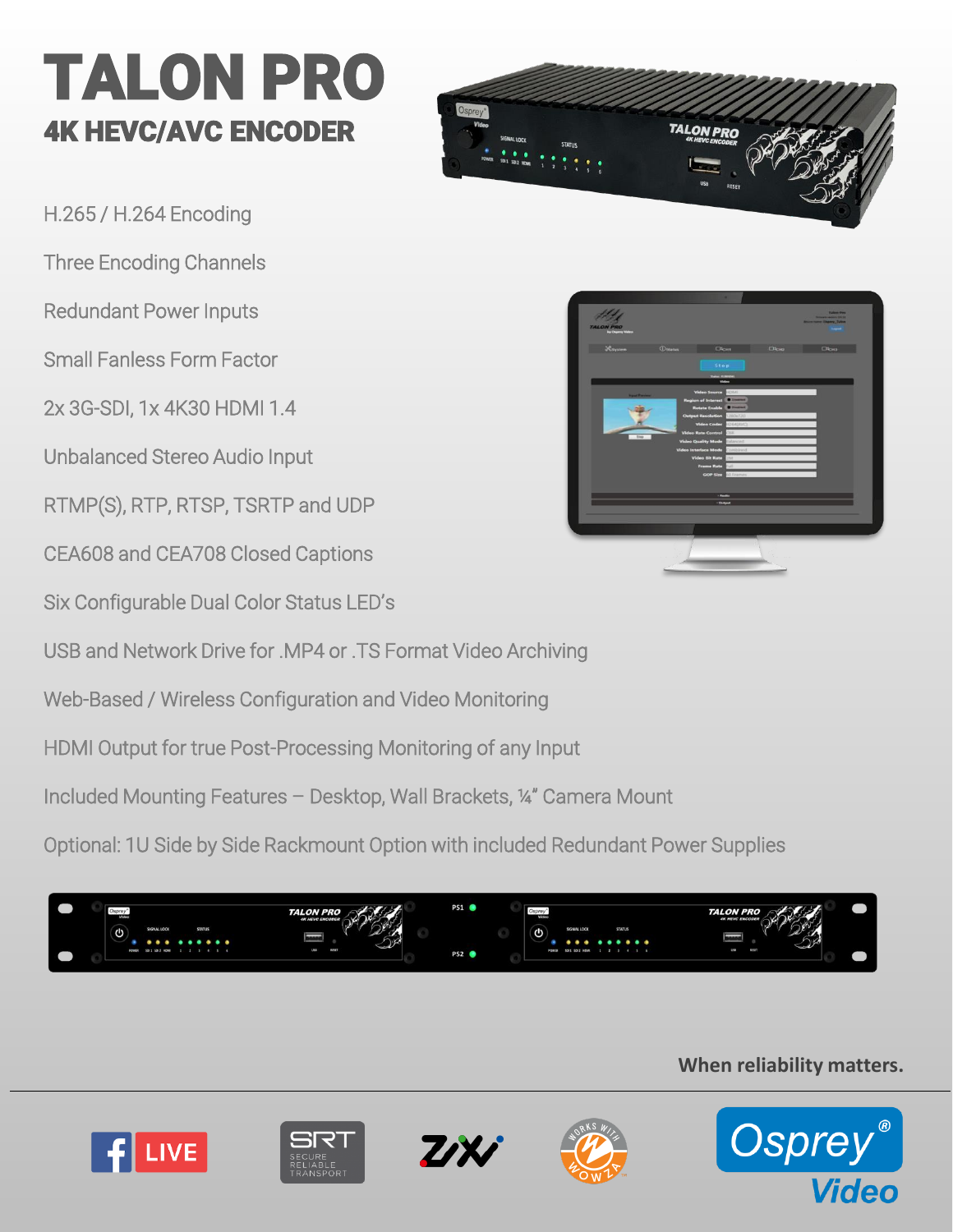# TALON PRO

## 4K HEVC/AVC ENCODER

H.265 / H.264 Encoding

Three Encoding Channels

Redundant Power Inputs

Small Fanless Form Factor

2x 3G-SDI, 1x 4K30 HDMI 1.4

Unbalanced Stereo Audio Input

RTMP(S), RTP, RTSP, TSRTP and UDP

CEA608 and CEA708 Closed Captions

Six Configurable Dual Color Status LED's

USB and Network Drive for .MP4 or .TS Format Video Archiving

Web-Based / Wireless Configuration and Video Monitoring

HDMI Output for true Post-Processing Monitoring of any Input

Included Mounting Features – Desktop, Wall Brackets, ¼" Camera Mount

Optional: 1U Side by Side Rackmount Option with included Redundant Power Supplies

**When reliability matters.**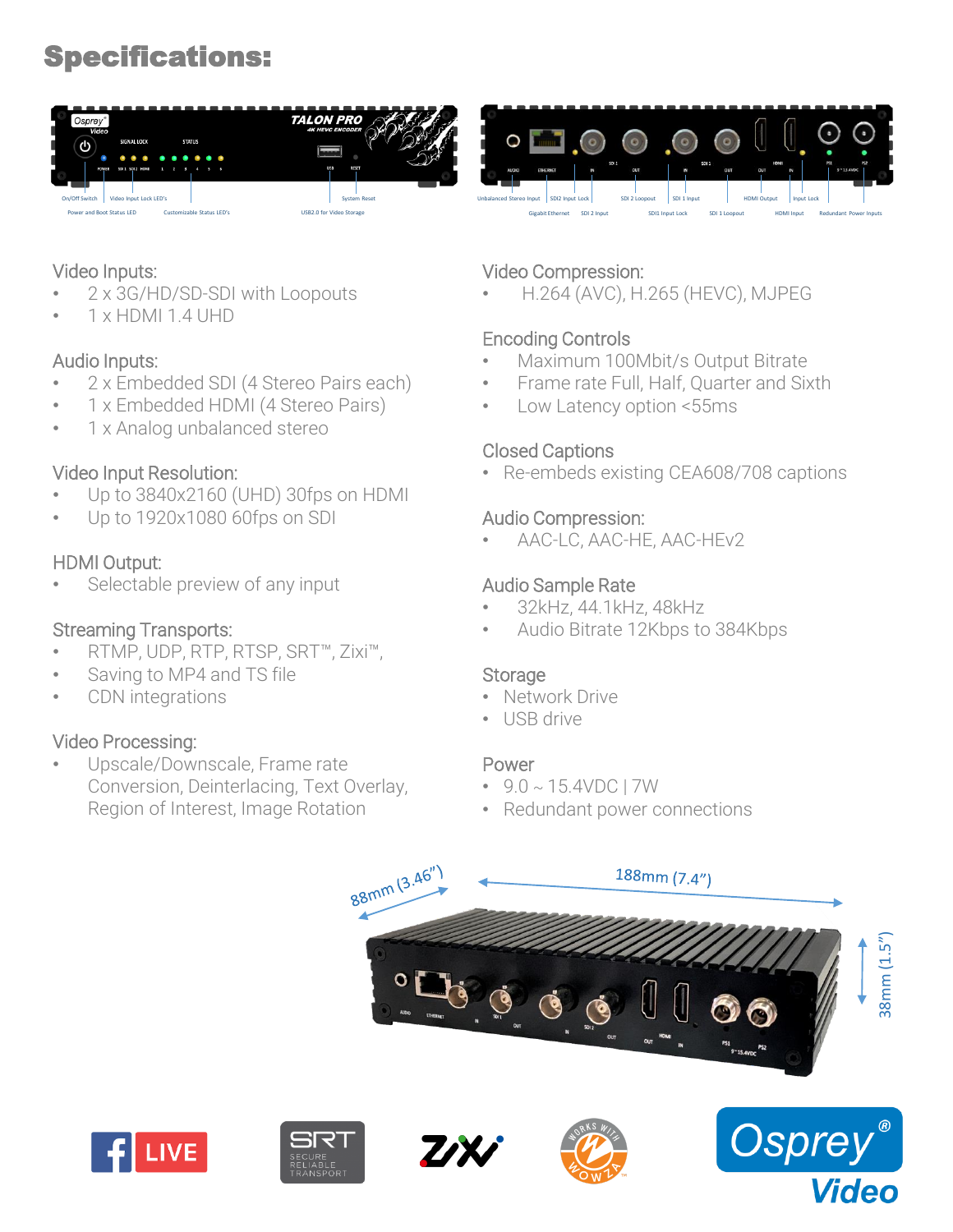# Specifications:

On/Off Switch
Video Input Lock LED's
Power and Boot Status LED
Customizable Status LED's
System Reset
USB2.0 for Video Storage

Unbalanced Stereo Input
SDI2 Input Lock
SDI 2 Loopout
SDI 1 Input
HDMI Output
Input Lock
Gigabit Ethernet
SDI 2 Input
SDI1 Input Lock
SDI 1 Loopout
HDMI Input
Redundant Power Inputs

### Video Inputs:
- 2 x 3G/HD/SD-SDI with Loopouts
- 1 x HDMI 1.4 UHD

### Audio Inputs:
- 2 x Embedded SDI (4 Stereo Pairs each)
- 1 x Embedded HDMI (4 Stereo Pairs)
- 1 x Analog unbalanced stereo

### Video Input Resolution:
- Up to 3840x2160 (UHD) 30fps on HDMI
- Up to 1920x1080 60fps on SDI

### HDMI Output:
- Selectable preview of any input

### Streaming Transports:
- RTMP, UDP, RTP, RTSP, SRT™, Zixi™,
- Saving to MP4 and TS file
- CDN integrations

### Video Processing:
- Upscale/Downscale, Frame rate Conversion, Deinterlacing, Text Overlay, Region of Interest, Image Rotation

### Video Compression:
- H.264 (AVC), H.265 (HEVC), MJPEG

### Encoding Controls
- Maximum 100Mbit/s Output Bitrate
- Frame rate Full, Half, Quarter and Sixth
- Low Latency option <55ms

### Closed Captions
- Re-embeds existing CEA608/708 captions

### Audio Compression:
- AAC-LC, AAC-HE, AAC-HEv2

### Audio Sample Rate
- 32kHz, 44.1kHz, 48kHz
- Audio Bitrate 12Kbps to 384Kbps

### Storage
- Network Drive
- USB drive

### Power
- 9.0 ~ 15.4VDC | 7W
- Redundant power connections

88mm (3.46")
188mm (7.4")
38mm (1.5")